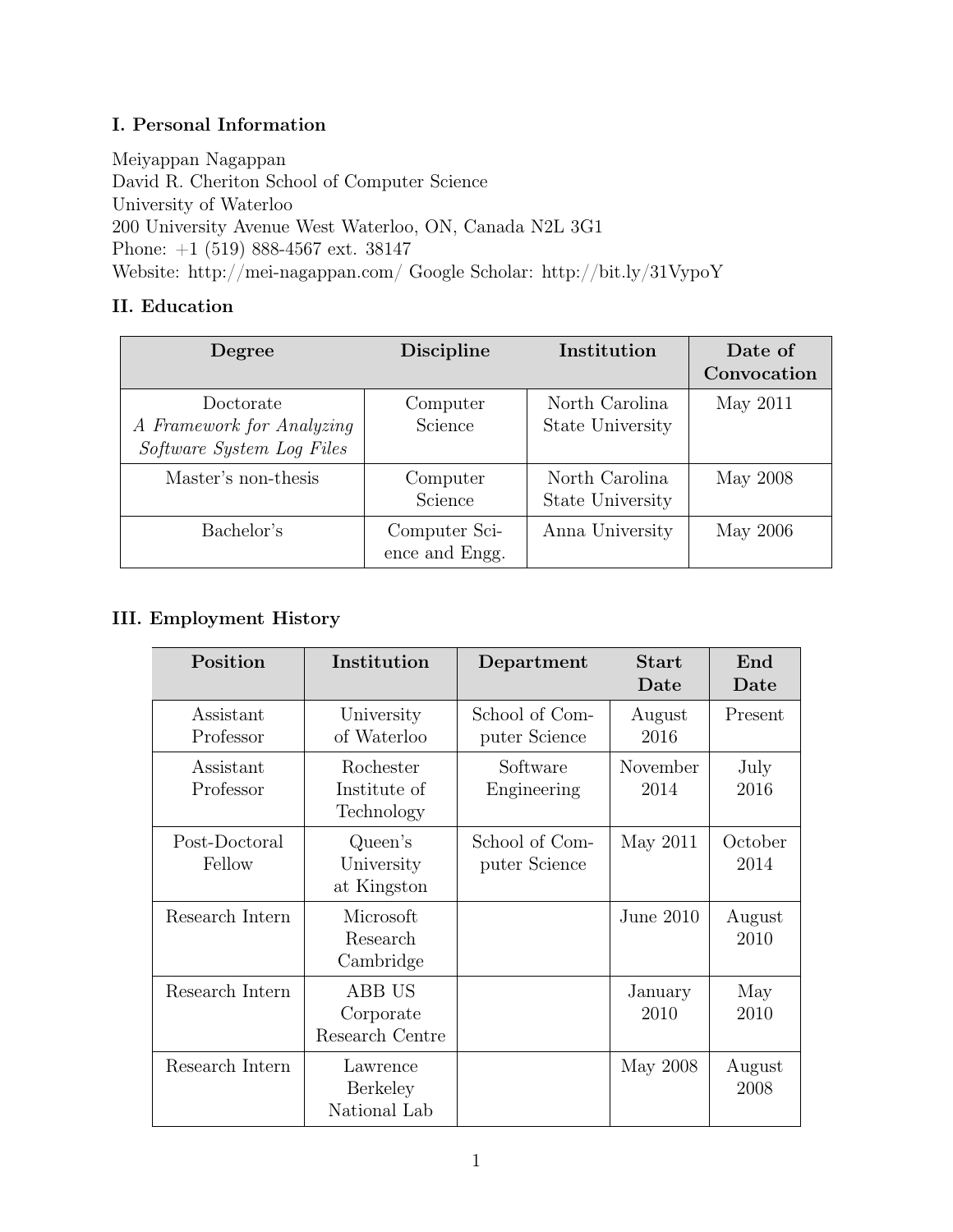### I. Personal Information

Meiyappan Nagappan
David R. Cheriton School of Computer Science
University of Waterloo
200 University Avenue West Waterloo, ON, Canada N2L 3G1
Phone: +1 (519) 888-4567 ext. 38147
Website: http://mei-nagappan.com/ Google Scholar: http://bit.ly/31VypoY

### II. Education

| Degree | Discipline | Institution | Date of Convocation |
|---|---|---|---|
| Doctorate *A Framework for Analyzing Software System Log Files* | Computer Science | North Carolina State University | May 2011 |
| Master's non-thesis | Computer Science | North Carolina State University | May 2008 |
| Bachelor's | Computer Science and Engg. | Anna University | May 2006 |

### III. Employment History

| Position | Institution | Department | Start Date | End Date |
|---|---|---|---|---|
| Assistant Professor | University of Waterloo | School of Computer Science | August 2016 | Present |
| Assistant Professor | Rochester Institute of Technology | Software Engineering | November 2014 | July 2016 |
| Post-Doctoral Fellow | Queen's University at Kingston | School of Computer Science | May 2011 | October 2014 |
| Research Intern | Microsoft Research Cambridge | | June 2010 | August 2010 |
| Research Intern | ABB US Corporate Research Centre | | January 2010 | May 2010 |
| Research Intern | Lawrence Berkeley National Lab | | May 2008 | August 2008 |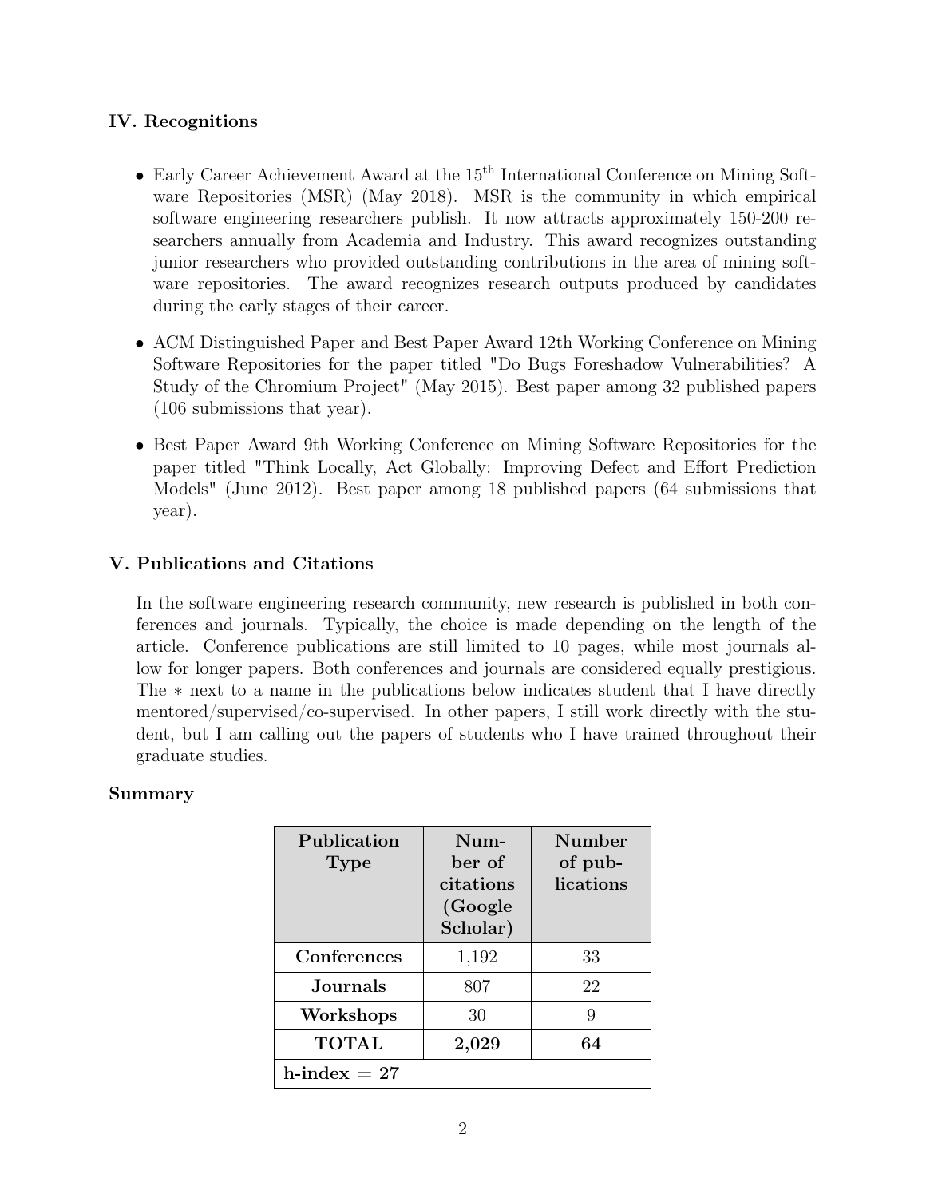### IV. Recognitions

- Early Career Achievement Award at the 15th International Conference on Mining Software Repositories (MSR) (May 2018). MSR is the community in which empirical software engineering researchers publish. It now attracts approximately 150-200 researchers annually from Academia and Industry. This award recognizes outstanding junior researchers who provided outstanding contributions in the area of mining software repositories. The award recognizes research outputs produced by candidates during the early stages of their career.

- ACM Distinguished Paper and Best Paper Award 12th Working Conference on Mining Software Repositories for the paper titled "Do Bugs Foreshadow Vulnerabilities? A Study of the Chromium Project" (May 2015). Best paper among 32 published papers (106 submissions that year).

- Best Paper Award 9th Working Conference on Mining Software Repositories for the paper titled "Think Locally, Act Globally: Improving Defect and Effort Prediction Models" (June 2012). Best paper among 18 published papers (64 submissions that year).

### V. Publications and Citations

In the software engineering research community, new research is published in both conferences and journals. Typically, the choice is made depending on the length of the article. Conference publications are still limited to 10 pages, while most journals allow for longer papers. Both conferences and journals are considered equally prestigious. The ∗ next to a name in the publications below indicates student that I have directly mentored/supervised/co-supervised. In other papers, I still work directly with the student, but I am calling out the papers of students who I have trained throughout their graduate studies.

**Summary**

| Publication Type | Number of citations (Google Scholar) | Number of publications |
|---|---|---|
| **Conferences** | 1,192 | 33 |
| **Journals** | 807 | 22 |
| **Workshops** | 30 | 9 |
| **TOTAL** | **2,029** | **64** |
| **h-index = 27** | | |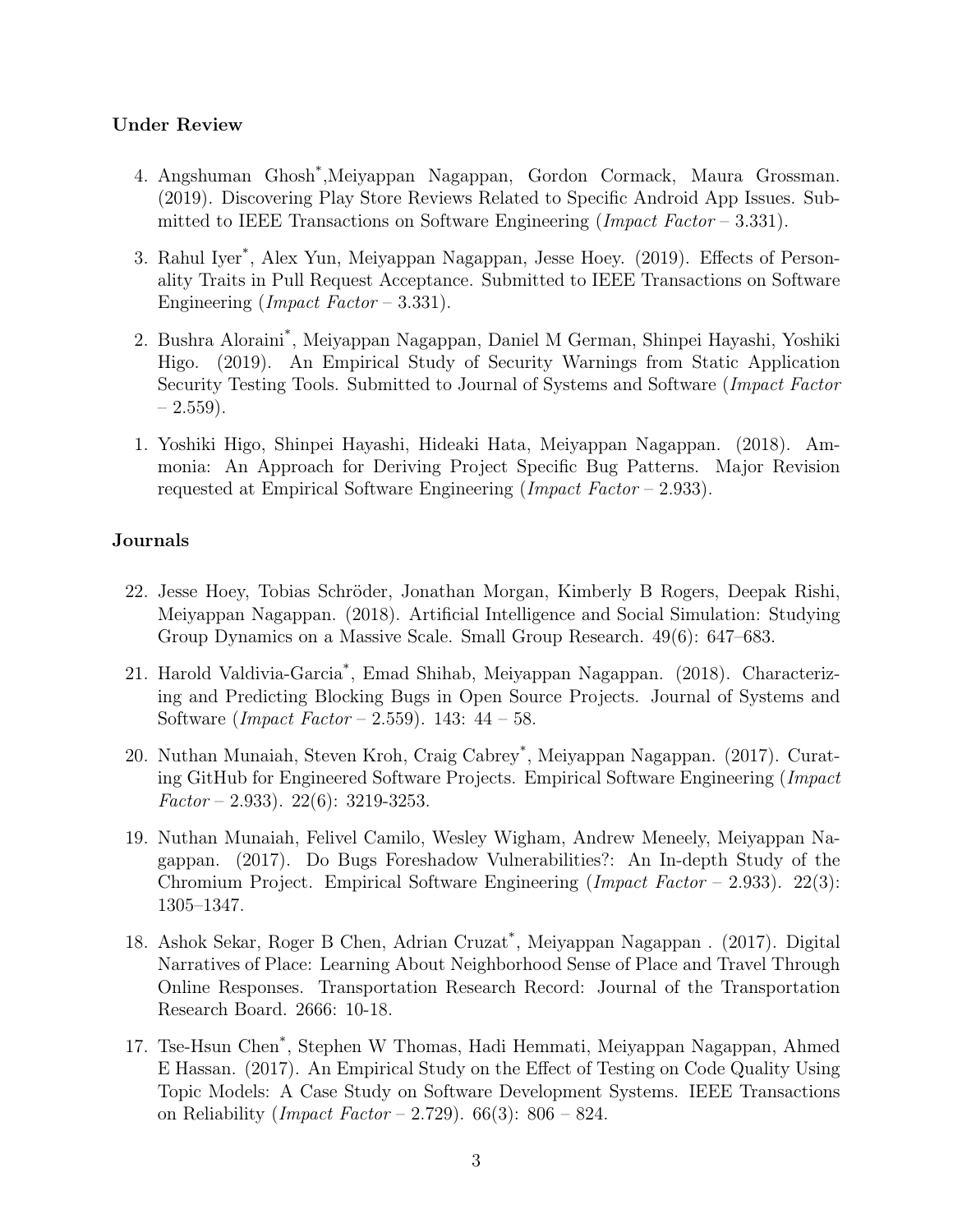### Under Review

4. Angshuman Ghosh*, Meiyappan Nagappan, Gordon Cormack, Maura Grossman. (2019). Discovering Play Store Reviews Related to Specific Android App Issues. Submitted to IEEE Transactions on Software Engineering (*Impact Factor* – 3.331).

3. Rahul Iyer*, Alex Yun, Meiyappan Nagappan, Jesse Hoey. (2019). Effects of Personality Traits in Pull Request Acceptance. Submitted to IEEE Transactions on Software Engineering (*Impact Factor* – 3.331).

2. Bushra Aloraini*, Meiyappan Nagappan, Daniel M German, Shinpei Hayashi, Yoshiki Higo. (2019). An Empirical Study of Security Warnings from Static Application Security Testing Tools. Submitted to Journal of Systems and Software (*Impact Factor* – 2.559).

1. Yoshiki Higo, Shinpei Hayashi, Hideaki Hata, Meiyappan Nagappan. (2018). Ammonia: An Approach for Deriving Project Specific Bug Patterns. Major Revision requested at Empirical Software Engineering (*Impact Factor* – 2.933).

### Journals

22. Jesse Hoey, Tobias Schröder, Jonathan Morgan, Kimberly B Rogers, Deepak Rishi, Meiyappan Nagappan. (2018). Artificial Intelligence and Social Simulation: Studying Group Dynamics on a Massive Scale. Small Group Research. 49(6): 647–683.

21. Harold Valdivia-Garcia*, Emad Shihab, Meiyappan Nagappan. (2018). Characterizing and Predicting Blocking Bugs in Open Source Projects. Journal of Systems and Software (*Impact Factor* – 2.559). 143: 44 – 58.

20. Nuthan Munaiah, Steven Kroh, Craig Cabrey*, Meiyappan Nagappan. (2017). Curating GitHub for Engineered Software Projects. Empirical Software Engineering (*Impact Factor* – 2.933). 22(6): 3219-3253.

19. Nuthan Munaiah, Felivel Camilo, Wesley Wigham, Andrew Meneely, Meiyappan Nagappan. (2017). Do Bugs Foreshadow Vulnerabilities?: An In-depth Study of the Chromium Project. Empirical Software Engineering (*Impact Factor* – 2.933). 22(3): 1305–1347.

18. Ashok Sekar, Roger B Chen, Adrian Cruzat*, Meiyappan Nagappan . (2017). Digital Narratives of Place: Learning About Neighborhood Sense of Place and Travel Through Online Responses. Transportation Research Record: Journal of the Transportation Research Board. 2666: 10-18.

17. Tse-Hsun Chen*, Stephen W Thomas, Hadi Hemmati, Meiyappan Nagappan, Ahmed E Hassan. (2017). An Empirical Study on the Effect of Testing on Code Quality Using Topic Models: A Case Study on Software Development Systems. IEEE Transactions on Reliability (*Impact Factor* – 2.729). 66(3): 806 – 824.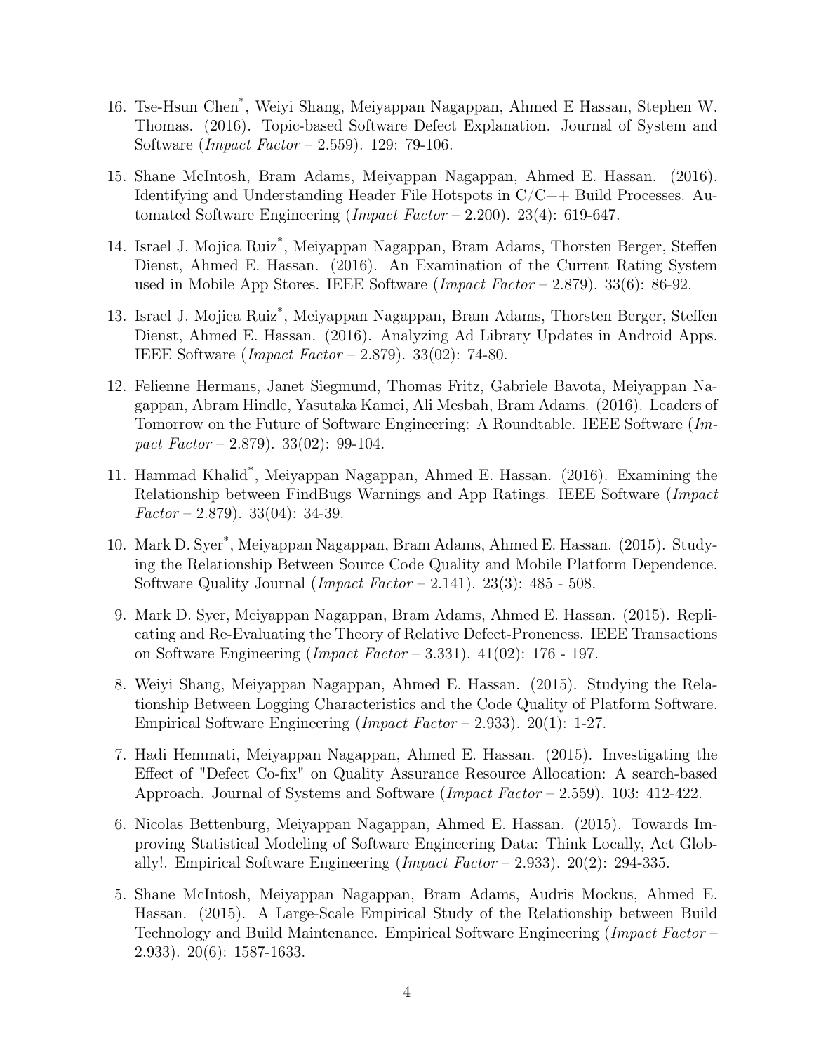16. Tse-Hsun Chen*, Weiyi Shang, Meiyappan Nagappan, Ahmed E Hassan, Stephen W. Thomas. (2016). Topic-based Software Defect Explanation. Journal of System and Software (*Impact Factor* – 2.559). 129: 79-106.

15. Shane McIntosh, Bram Adams, Meiyappan Nagappan, Ahmed E. Hassan. (2016). Identifying and Understanding Header File Hotspots in C/C++ Build Processes. Automated Software Engineering (*Impact Factor* – 2.200). 23(4): 619-647.

14. Israel J. Mojica Ruiz*, Meiyappan Nagappan, Bram Adams, Thorsten Berger, Steffen Dienst, Ahmed E. Hassan. (2016). An Examination of the Current Rating System used in Mobile App Stores. IEEE Software (*Impact Factor* – 2.879). 33(6): 86-92.

13. Israel J. Mojica Ruiz*, Meiyappan Nagappan, Bram Adams, Thorsten Berger, Steffen Dienst, Ahmed E. Hassan. (2016). Analyzing Ad Library Updates in Android Apps. IEEE Software (*Impact Factor* – 2.879). 33(02): 74-80.

12. Felienne Hermans, Janet Siegmund, Thomas Fritz, Gabriele Bavota, Meiyappan Nagappan, Abram Hindle, Yasutaka Kamei, Ali Mesbah, Bram Adams. (2016). Leaders of Tomorrow on the Future of Software Engineering: A Roundtable. IEEE Software (*Impact Factor* – 2.879). 33(02): 99-104.

11. Hammad Khalid*, Meiyappan Nagappan, Ahmed E. Hassan. (2016). Examining the Relationship between FindBugs Warnings and App Ratings. IEEE Software (*Impact Factor* – 2.879). 33(04): 34-39.

10. Mark D. Syer*, Meiyappan Nagappan, Bram Adams, Ahmed E. Hassan. (2015). Studying the Relationship Between Source Code Quality and Mobile Platform Dependence. Software Quality Journal (*Impact Factor* – 2.141). 23(3): 485 - 508.

9. Mark D. Syer, Meiyappan Nagappan, Bram Adams, Ahmed E. Hassan. (2015). Replicating and Re-Evaluating the Theory of Relative Defect-Proneness. IEEE Transactions on Software Engineering (*Impact Factor* – 3.331). 41(02): 176 - 197.

8. Weiyi Shang, Meiyappan Nagappan, Ahmed E. Hassan. (2015). Studying the Relationship Between Logging Characteristics and the Code Quality of Platform Software. Empirical Software Engineering (*Impact Factor* – 2.933). 20(1): 1-27.

7. Hadi Hemmati, Meiyappan Nagappan, Ahmed E. Hassan. (2015). Investigating the Effect of "Defect Co-fix" on Quality Assurance Resource Allocation: A search-based Approach. Journal of Systems and Software (*Impact Factor* – 2.559). 103: 412-422.

6. Nicolas Bettenburg, Meiyappan Nagappan, Ahmed E. Hassan. (2015). Towards Improving Statistical Modeling of Software Engineering Data: Think Locally, Act Globally!. Empirical Software Engineering (*Impact Factor* – 2.933). 20(2): 294-335.

5. Shane McIntosh, Meiyappan Nagappan, Bram Adams, Audris Mockus, Ahmed E. Hassan. (2015). A Large-Scale Empirical Study of the Relationship between Build Technology and Build Maintenance. Empirical Software Engineering (*Impact Factor* – 2.933). 20(6): 1587-1633.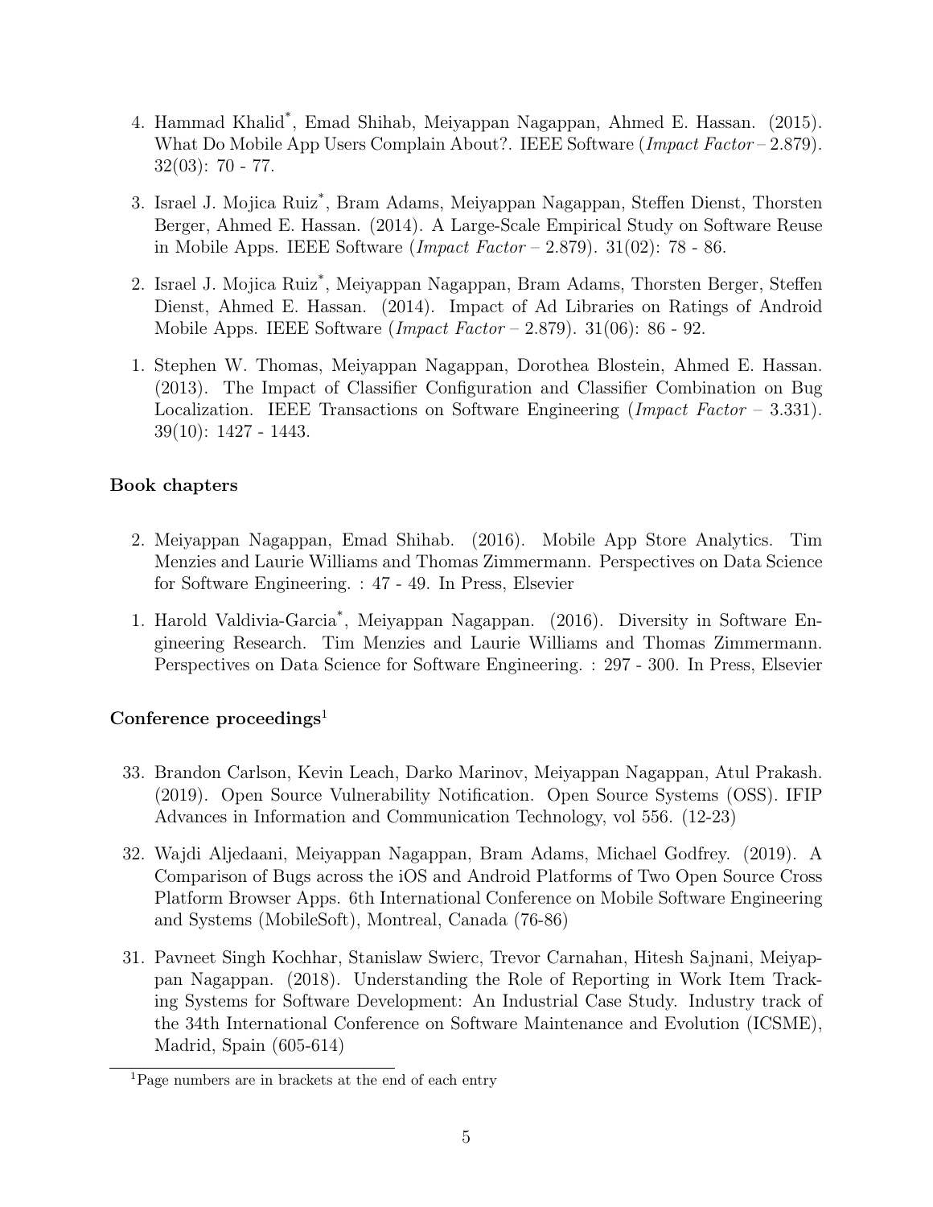4. Hammad Khalid*, Emad Shihab, Meiyappan Nagappan, Ahmed E. Hassan. (2015). What Do Mobile App Users Complain About?. IEEE Software (*Impact Factor* – 2.879). 32(03): 70 - 77.

3. Israel J. Mojica Ruiz*, Bram Adams, Meiyappan Nagappan, Steffen Dienst, Thorsten Berger, Ahmed E. Hassan. (2014). A Large-Scale Empirical Study on Software Reuse in Mobile Apps. IEEE Software (*Impact Factor* – 2.879). 31(02): 78 - 86.

2. Israel J. Mojica Ruiz*, Meiyappan Nagappan, Bram Adams, Thorsten Berger, Steffen Dienst, Ahmed E. Hassan. (2014). Impact of Ad Libraries on Ratings of Android Mobile Apps. IEEE Software (*Impact Factor* – 2.879). 31(06): 86 - 92.

1. Stephen W. Thomas, Meiyappan Nagappan, Dorothea Blostein, Ahmed E. Hassan. (2013). The Impact of Classifier Configuration and Classifier Combination on Bug Localization. IEEE Transactions on Software Engineering (*Impact Factor* – 3.331). 39(10): 1427 - 1443.

### Book chapters

2. Meiyappan Nagappan, Emad Shihab. (2016). Mobile App Store Analytics. Tim Menzies and Laurie Williams and Thomas Zimmermann. Perspectives on Data Science for Software Engineering. : 47 - 49. In Press, Elsevier

1. Harold Valdivia-Garcia*, Meiyappan Nagappan. (2016). Diversity in Software Engineering Research. Tim Menzies and Laurie Williams and Thomas Zimmermann. Perspectives on Data Science for Software Engineering. : 297 - 300. In Press, Elsevier

### Conference proceedings[1]

33. Brandon Carlson, Kevin Leach, Darko Marinov, Meiyappan Nagappan, Atul Prakash. (2019). Open Source Vulnerability Notification. Open Source Systems (OSS). IFIP Advances in Information and Communication Technology, vol 556. (12-23)

32. Wajdi Aljedaani, Meiyappan Nagappan, Bram Adams, Michael Godfrey. (2019). A Comparison of Bugs across the iOS and Android Platforms of Two Open Source Cross Platform Browser Apps. 6th International Conference on Mobile Software Engineering and Systems (MobileSoft), Montreal, Canada (76-86)

31. Pavneet Singh Kochhar, Stanislaw Swierc, Trevor Carnahan, Hitesh Sajnani, Meiyappan Nagappan. (2018). Understanding the Role of Reporting in Work Item Tracking Systems for Software Development: An Industrial Case Study. Industry track of the 34th International Conference on Software Maintenance and Evolution (ICSME), Madrid, Spain (605-614)

[1] Page numbers are in brackets at the end of each entry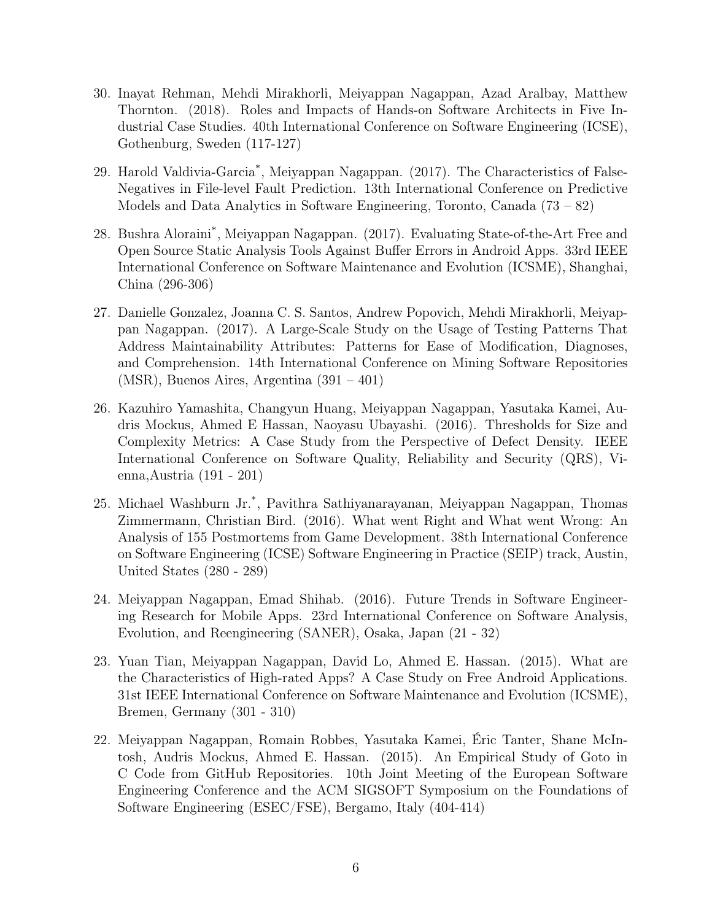30. Inayat Rehman, Mehdi Mirakhorli, Meiyappan Nagappan, Azad Aralbay, Matthew Thornton. (2018). Roles and Impacts of Hands-on Software Architects in Five Industrial Case Studies. 40th International Conference on Software Engineering (ICSE), Gothenburg, Sweden (117-127)

29. Harold Valdivia-Garcia*, Meiyappan Nagappan. (2017). The Characteristics of False-Negatives in File-level Fault Prediction. 13th International Conference on Predictive Models and Data Analytics in Software Engineering, Toronto, Canada (73 – 82)

28. Bushra Aloraini*, Meiyappan Nagappan. (2017). Evaluating State-of-the-Art Free and Open Source Static Analysis Tools Against Buffer Errors in Android Apps. 33rd IEEE International Conference on Software Maintenance and Evolution (ICSME), Shanghai, China (296-306)

27. Danielle Gonzalez, Joanna C. S. Santos, Andrew Popovich, Mehdi Mirakhorli, Meiyappan Nagappan. (2017). A Large-Scale Study on the Usage of Testing Patterns That Address Maintainability Attributes: Patterns for Ease of Modification, Diagnoses, and Comprehension. 14th International Conference on Mining Software Repositories (MSR), Buenos Aires, Argentina (391 – 401)

26. Kazuhiro Yamashita, Changyun Huang, Meiyappan Nagappan, Yasutaka Kamei, Audris Mockus, Ahmed E Hassan, Naoyasu Ubayashi. (2016). Thresholds for Size and Complexity Metrics: A Case Study from the Perspective of Defect Density. IEEE International Conference on Software Quality, Reliability and Security (QRS), Vienna,Austria (191 - 201)

25. Michael Washburn Jr.*, Pavithra Sathiyanarayanan, Meiyappan Nagappan, Thomas Zimmermann, Christian Bird. (2016). What went Right and What went Wrong: An Analysis of 155 Postmortems from Game Development. 38th International Conference on Software Engineering (ICSE) Software Engineering in Practice (SEIP) track, Austin, United States (280 - 289)

24. Meiyappan Nagappan, Emad Shihab. (2016). Future Trends in Software Engineering Research for Mobile Apps. 23rd International Conference on Software Analysis, Evolution, and Reengineering (SANER), Osaka, Japan (21 - 32)

23. Yuan Tian, Meiyappan Nagappan, David Lo, Ahmed E. Hassan. (2015). What are the Characteristics of High-rated Apps? A Case Study on Free Android Applications. 31st IEEE International Conference on Software Maintenance and Evolution (ICSME), Bremen, Germany (301 - 310)

22. Meiyappan Nagappan, Romain Robbes, Yasutaka Kamei, Éric Tanter, Shane McIntosh, Audris Mockus, Ahmed E. Hassan. (2015). An Empirical Study of Goto in C Code from GitHub Repositories. 10th Joint Meeting of the European Software Engineering Conference and the ACM SIGSOFT Symposium on the Foundations of Software Engineering (ESEC/FSE), Bergamo, Italy (404-414)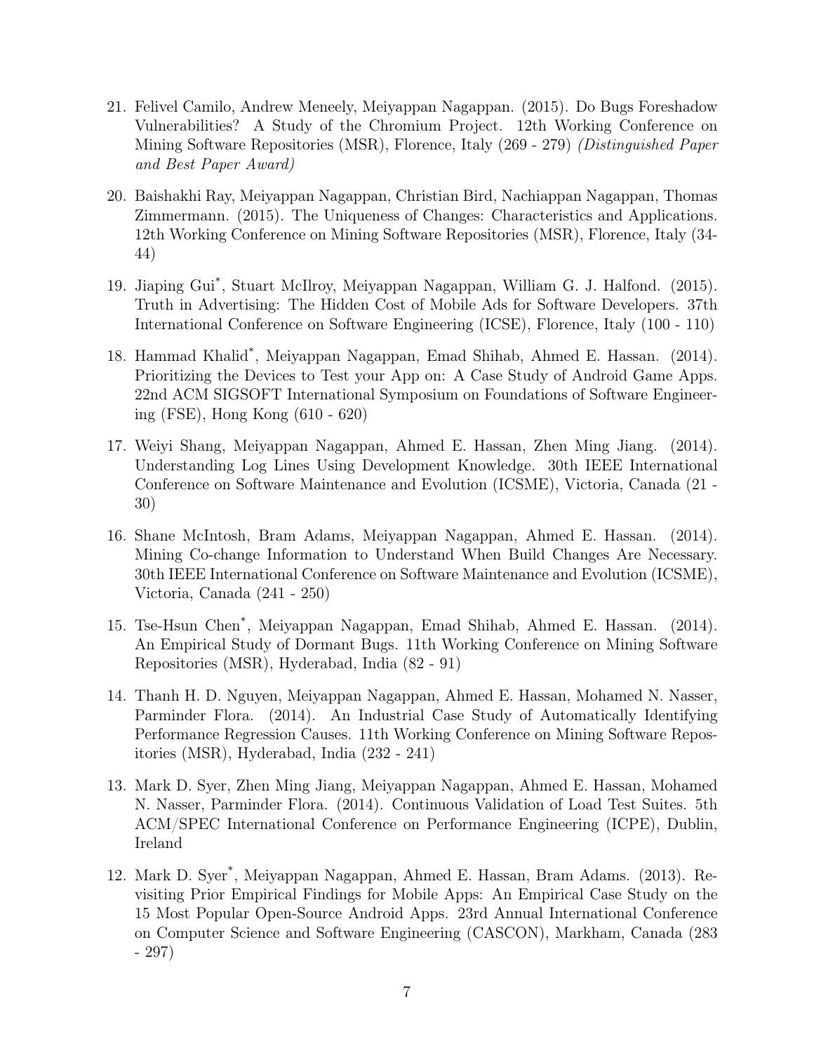21. Felivel Camilo, Andrew Meneely, Meiyappan Nagappan. (2015). Do Bugs Foreshadow Vulnerabilities? A Study of the Chromium Project. 12th Working Conference on Mining Software Repositories (MSR), Florence, Italy (269 - 279) *(Distinguished Paper and Best Paper Award)*

20. Baishakhi Ray, Meiyappan Nagappan, Christian Bird, Nachiappan Nagappan, Thomas Zimmermann. (2015). The Uniqueness of Changes: Characteristics and Applications. 12th Working Conference on Mining Software Repositories (MSR), Florence, Italy (34-44)

19. Jiaping Gui*, Stuart McIlroy, Meiyappan Nagappan, William G. J. Halfond. (2015). Truth in Advertising: The Hidden Cost of Mobile Ads for Software Developers. 37th International Conference on Software Engineering (ICSE), Florence, Italy (100 - 110)

18. Hammad Khalid*, Meiyappan Nagappan, Emad Shihab, Ahmed E. Hassan. (2014). Prioritizing the Devices to Test your App on: A Case Study of Android Game Apps. 22nd ACM SIGSOFT International Symposium on Foundations of Software Engineering (FSE), Hong Kong (610 - 620)

17. Weiyi Shang, Meiyappan Nagappan, Ahmed E. Hassan, Zhen Ming Jiang. (2014). Understanding Log Lines Using Development Knowledge. 30th IEEE International Conference on Software Maintenance and Evolution (ICSME), Victoria, Canada (21 - 30)

16. Shane McIntosh, Bram Adams, Meiyappan Nagappan, Ahmed E. Hassan. (2014). Mining Co-change Information to Understand When Build Changes Are Necessary. 30th IEEE International Conference on Software Maintenance and Evolution (ICSME), Victoria, Canada (241 - 250)

15. Tse-Hsun Chen*, Meiyappan Nagappan, Emad Shihab, Ahmed E. Hassan. (2014). An Empirical Study of Dormant Bugs. 11th Working Conference on Mining Software Repositories (MSR), Hyderabad, India (82 - 91)

14. Thanh H. D. Nguyen, Meiyappan Nagappan, Ahmed E. Hassan, Mohamed N. Nasser, Parminder Flora. (2014). An Industrial Case Study of Automatically Identifying Performance Regression Causes. 11th Working Conference on Mining Software Repositories (MSR), Hyderabad, India (232 - 241)

13. Mark D. Syer, Zhen Ming Jiang, Meiyappan Nagappan, Ahmed E. Hassan, Mohamed N. Nasser, Parminder Flora. (2014). Continuous Validation of Load Test Suites. 5th ACM/SPEC International Conference on Performance Engineering (ICPE), Dublin, Ireland

12. Mark D. Syer*, Meiyappan Nagappan, Ahmed E. Hassan, Bram Adams. (2013). Revisiting Prior Empirical Findings for Mobile Apps: An Empirical Case Study on the 15 Most Popular Open-Source Android Apps. 23rd Annual International Conference on Computer Science and Software Engineering (CASCON), Markham, Canada (283 - 297)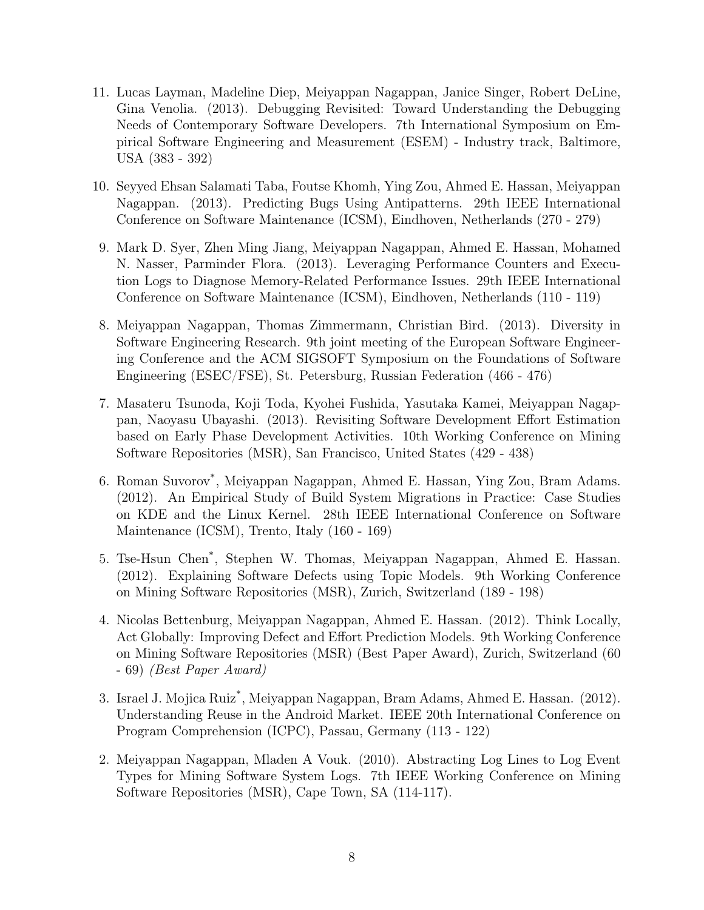11. Lucas Layman, Madeline Diep, Meiyappan Nagappan, Janice Singer, Robert DeLine, Gina Venolia. (2013). Debugging Revisited: Toward Understanding the Debugging Needs of Contemporary Software Developers. 7th International Symposium on Empirical Software Engineering and Measurement (ESEM) - Industry track, Baltimore, USA (383 - 392)

10. Seyyed Ehsan Salamati Taba, Foutse Khomh, Ying Zou, Ahmed E. Hassan, Meiyappan Nagappan. (2013). Predicting Bugs Using Antipatterns. 29th IEEE International Conference on Software Maintenance (ICSM), Eindhoven, Netherlands (270 - 279)

9. Mark D. Syer, Zhen Ming Jiang, Meiyappan Nagappan, Ahmed E. Hassan, Mohamed N. Nasser, Parminder Flora. (2013). Leveraging Performance Counters and Execution Logs to Diagnose Memory-Related Performance Issues. 29th IEEE International Conference on Software Maintenance (ICSM), Eindhoven, Netherlands (110 - 119)

8. Meiyappan Nagappan, Thomas Zimmermann, Christian Bird. (2013). Diversity in Software Engineering Research. 9th joint meeting of the European Software Engineering Conference and the ACM SIGSOFT Symposium on the Foundations of Software Engineering (ESEC/FSE), St. Petersburg, Russian Federation (466 - 476)

7. Masateru Tsunoda, Koji Toda, Kyohei Fushida, Yasutaka Kamei, Meiyappan Nagappan, Naoyasu Ubayashi. (2013). Revisiting Software Development Effort Estimation based on Early Phase Development Activities. 10th Working Conference on Mining Software Repositories (MSR), San Francisco, United States (429 - 438)

6. Roman Suvorov*, Meiyappan Nagappan, Ahmed E. Hassan, Ying Zou, Bram Adams. (2012). An Empirical Study of Build System Migrations in Practice: Case Studies on KDE and the Linux Kernel. 28th IEEE International Conference on Software Maintenance (ICSM), Trento, Italy (160 - 169)

5. Tse-Hsun Chen*, Stephen W. Thomas, Meiyappan Nagappan, Ahmed E. Hassan. (2012). Explaining Software Defects using Topic Models. 9th Working Conference on Mining Software Repositories (MSR), Zurich, Switzerland (189 - 198)

4. Nicolas Bettenburg, Meiyappan Nagappan, Ahmed E. Hassan. (2012). Think Locally, Act Globally: Improving Defect and Effort Prediction Models. 9th Working Conference on Mining Software Repositories (MSR) (Best Paper Award), Zurich, Switzerland (60 - 69) *(Best Paper Award)*

3. Israel J. Mojica Ruiz*, Meiyappan Nagappan, Bram Adams, Ahmed E. Hassan. (2012). Understanding Reuse in the Android Market. IEEE 20th International Conference on Program Comprehension (ICPC), Passau, Germany (113 - 122)

2. Meiyappan Nagappan, Mladen A Vouk. (2010). Abstracting Log Lines to Log Event Types for Mining Software System Logs. 7th IEEE Working Conference on Mining Software Repositories (MSR), Cape Town, SA (114-117).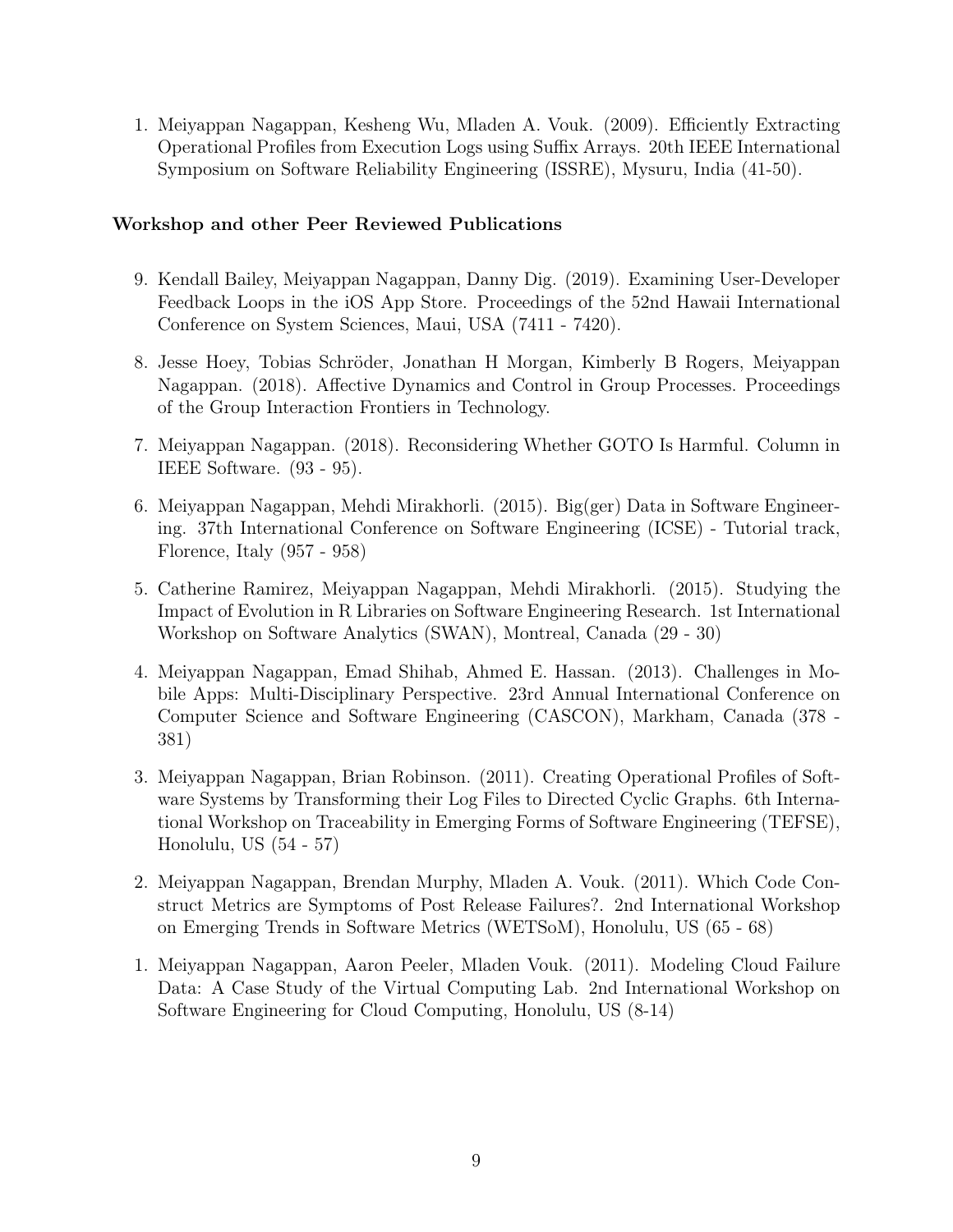1. Meiyappan Nagappan, Kesheng Wu, Mladen A. Vouk. (2009). Efficiently Extracting Operational Profiles from Execution Logs using Suffix Arrays. 20th IEEE International Symposium on Software Reliability Engineering (ISSRE), Mysuru, India (41-50).

**Workshop and other Peer Reviewed Publications**

9. Kendall Bailey, Meiyappan Nagappan, Danny Dig. (2019). Examining User-Developer Feedback Loops in the iOS App Store. Proceedings of the 52nd Hawaii International Conference on System Sciences, Maui, USA (7411 - 7420).

8. Jesse Hoey, Tobias Schröder, Jonathan H Morgan, Kimberly B Rogers, Meiyappan Nagappan. (2018). Affective Dynamics and Control in Group Processes. Proceedings of the Group Interaction Frontiers in Technology.

7. Meiyappan Nagappan. (2018). Reconsidering Whether GOTO Is Harmful. Column in IEEE Software. (93 - 95).

6. Meiyappan Nagappan, Mehdi Mirakhorli. (2015). Big(ger) Data in Software Engineering. 37th International Conference on Software Engineering (ICSE) - Tutorial track, Florence, Italy (957 - 958)

5. Catherine Ramirez, Meiyappan Nagappan, Mehdi Mirakhorli. (2015). Studying the Impact of Evolution in R Libraries on Software Engineering Research. 1st International Workshop on Software Analytics (SWAN), Montreal, Canada (29 - 30)

4. Meiyappan Nagappan, Emad Shihab, Ahmed E. Hassan. (2013). Challenges in Mobile Apps: Multi-Disciplinary Perspective. 23rd Annual International Conference on Computer Science and Software Engineering (CASCON), Markham, Canada (378 - 381)

3. Meiyappan Nagappan, Brian Robinson. (2011). Creating Operational Profiles of Software Systems by Transforming their Log Files to Directed Cyclic Graphs. 6th International Workshop on Traceability in Emerging Forms of Software Engineering (TEFSE), Honolulu, US (54 - 57)

2. Meiyappan Nagappan, Brendan Murphy, Mladen A. Vouk. (2011). Which Code Construct Metrics are Symptoms of Post Release Failures?. 2nd International Workshop on Emerging Trends in Software Metrics (WETSoM), Honolulu, US (65 - 68)

1. Meiyappan Nagappan, Aaron Peeler, Mladen Vouk. (2011). Modeling Cloud Failure Data: A Case Study of the Virtual Computing Lab. 2nd International Workshop on Software Engineering for Cloud Computing, Honolulu, US (8-14)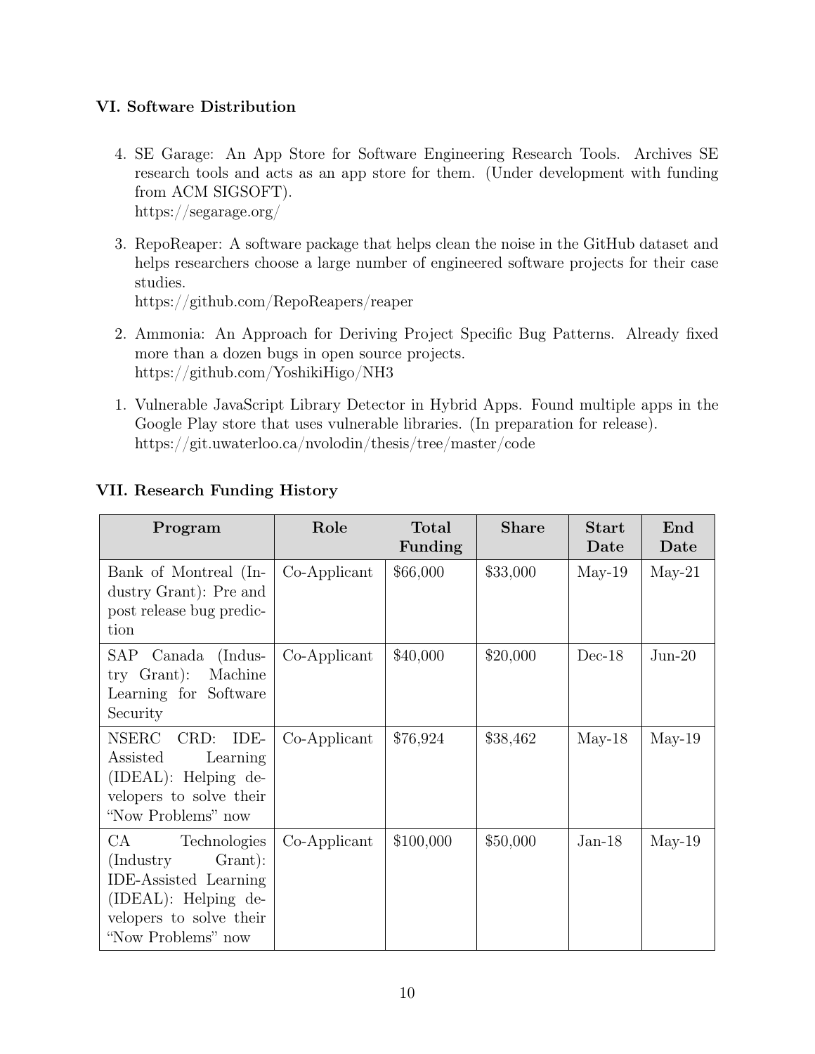### VI. Software Distribution

4. SE Garage: An App Store for Software Engineering Research Tools. Archives SE research tools and acts as an app store for them. (Under development with funding from ACM SIGSOFT).
   https://segarage.org/

3. RepoReaper: A software package that helps clean the noise in the GitHub dataset and helps researchers choose a large number of engineered software projects for their case studies.
   https://github.com/RepoReapers/reaper

2. Ammonia: An Approach for Deriving Project Specific Bug Patterns. Already fixed more than a dozen bugs in open source projects.
   https://github.com/YoshikiHigo/NH3

1. Vulnerable JavaScript Library Detector in Hybrid Apps. Found multiple apps in the Google Play store that uses vulnerable libraries. (In preparation for release).
   https://git.uwaterloo.ca/nvolodin/thesis/tree/master/code

### VII. Research Funding History

| Program | Role | Total Funding | Share | Start Date | End Date |
|---|---|---|---|---|---|
| Bank of Montreal (Industry Grant): Pre and post release bug prediction | Co-Applicant | $66,000 | $33,000 | May-19 | May-21 |
| SAP Canada (Industry Grant): Machine Learning for Software Security | Co-Applicant | $40,000 | $20,000 | Dec-18 | Jun-20 |
| NSERC CRD: IDE-Assisted Learning (IDEAL): Helping developers to solve their "Now Problems" now | Co-Applicant | $76,924 | $38,462 | May-18 | May-19 |
| CA Technologies (Industry Grant): IDE-Assisted Learning (IDEAL): Helping developers to solve their "Now Problems" now | Co-Applicant | $100,000 | $50,000 | Jan-18 | May-19 |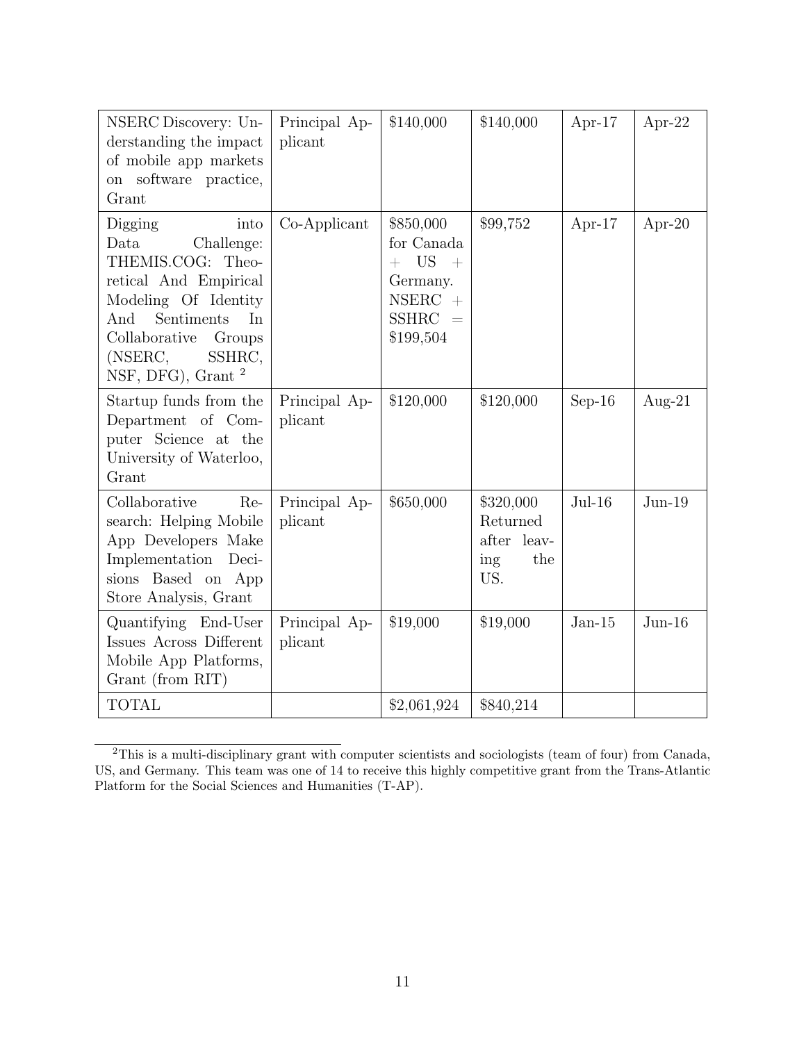| | | | | | |
|---|---|---|---|---|---|
| NSERC Discovery: Understanding the impact of mobile app markets on software practice, Grant | Principal Applicant | $140,000 | $140,000 | Apr-17 | Apr-22 |
| Digging into Data Challenge: THEMIS.COG: Theoretical And Empirical Modeling Of Identity And Sentiments In Collaborative Groups (NSERC, SSHRC, NSF, DFG), Grant [2] | Co-Applicant | $850,000 for Canada + US + Germany. NSERC + SSHRC = $199,504 | $99,752 | Apr-17 | Apr-20 |
| Startup funds from the Department of Computer Science at the University of Waterloo, Grant | Principal Applicant | $120,000 | $120,000 | Sep-16 | Aug-21 |
| Collaborative Research: Helping Mobile App Developers Make Implementation Decisions Based on App Store Analysis, Grant | Principal Applicant | $650,000 | $320,000 Returned after leaving the US. | Jul-16 | Jun-19 |
| Quantifying End-User Issues Across Different Mobile App Platforms, Grant (from RIT) | Principal Applicant | $19,000 | $19,000 | Jan-15 | Jun-16 |
| TOTAL | | $2,061,924 | $840,214 | | |

[2] This is a multi-disciplinary grant with computer scientists and sociologists (team of four) from Canada, US, and Germany. This team was one of 14 to receive this highly competitive grant from the Trans-Atlantic Platform for the Social Sciences and Humanities (T-AP).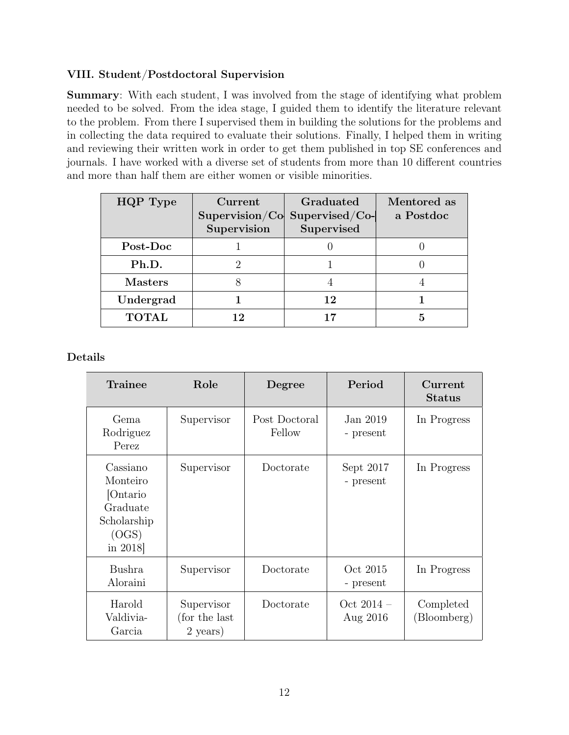### VIII. Student/Postdoctoral Supervision

**Summary**: With each student, I was involved from the stage of identifying what problem needed to be solved. From the idea stage, I guided them to identify the literature relevant to the problem. From there I supervised them in building the solutions for the problems and in collecting the data required to evaluate their solutions. Finally, I helped them in writing and reviewing their written work in order to get them published in top SE conferences and journals. I have worked with a diverse set of students from more than 10 different countries and more than half them are either women or visible minorities.

| HQP Type | Current Supervision/Co-Supervision | Graduated Supervised/Co-Supervised | Mentored as a Postdoc |
|---|---|---|---|
| **Post-Doc** | 1 | 0 | 0 |
| **Ph.D.** | 2 | 1 | 0 |
| **Masters** | 8 | 4 | 4 |
| **Undergrad** | **1** | **12** | **1** |
| **TOTAL** | **12** | **17** | **5** |

**Details**

| Trainee | Role | Degree | Period | Current Status |
|---|---|---|---|---|
| Gema Rodriguez Perez | Supervisor | Post Doctoral Fellow | Jan 2019 - present | In Progress |
| Cassiano Monteiro [Ontario Graduate Scholarship (OGS) in 2018] | Supervisor | Doctorate | Sept 2017 - present | In Progress |
| Bushra Aloraini | Supervisor | Doctorate | Oct 2015 - present | In Progress |
| Harold Valdivia-Garcia | Supervisor (for the last 2 years) | Doctorate | Oct 2014 – Aug 2016 | Completed (Bloomberg) |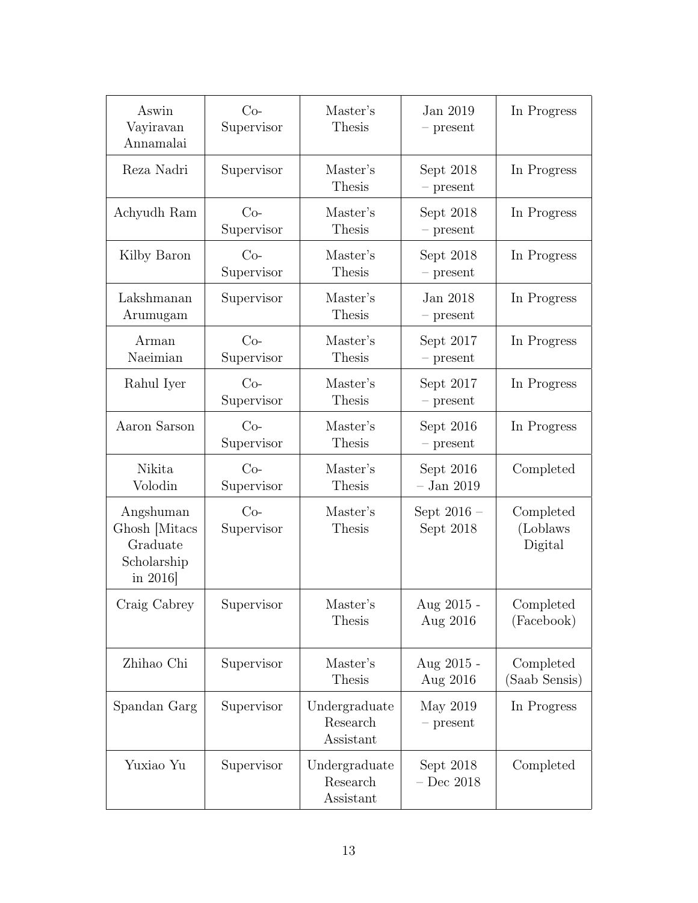| Aswin Vayiravan Annamalai | Co-Supervisor | Master's Thesis | Jan 2019 – present | In Progress |
|---|---|---|---|---|
| Reza Nadri | Supervisor | Master's Thesis | Sept 2018 – present | In Progress |
| Achyudh Ram | Co-Supervisor | Master's Thesis | Sept 2018 – present | In Progress |
| Kilby Baron | Co-Supervisor | Master's Thesis | Sept 2018 – present | In Progress |
| Lakshmanan Arumugam | Supervisor | Master's Thesis | Jan 2018 – present | In Progress |
| Arman Naeimian | Co-Supervisor | Master's Thesis | Sept 2017 – present | In Progress |
| Rahul Iyer | Co-Supervisor | Master's Thesis | Sept 2017 – present | In Progress |
| Aaron Sarson | Co-Supervisor | Master's Thesis | Sept 2016 – present | In Progress |
| Nikita Volodin | Co-Supervisor | Master's Thesis | Sept 2016 – Jan 2019 | Completed |
| Angshuman Ghosh [Mitacs Graduate Scholarship in 2016] | Co-Supervisor | Master's Thesis | Sept 2016 – Sept 2018 | Completed (Loblaws Digital |
| Craig Cabrey | Supervisor | Master's Thesis | Aug 2015 - Aug 2016 | Completed (Facebook) |
| Zhihao Chi | Supervisor | Master's Thesis | Aug 2015 - Aug 2016 | Completed (Saab Sensis) |
| Spandan Garg | Supervisor | Undergraduate Research Assistant | May 2019 – present | In Progress |
| Yuxiao Yu | Supervisor | Undergraduate Research Assistant | Sept 2018 – Dec 2018 | Completed |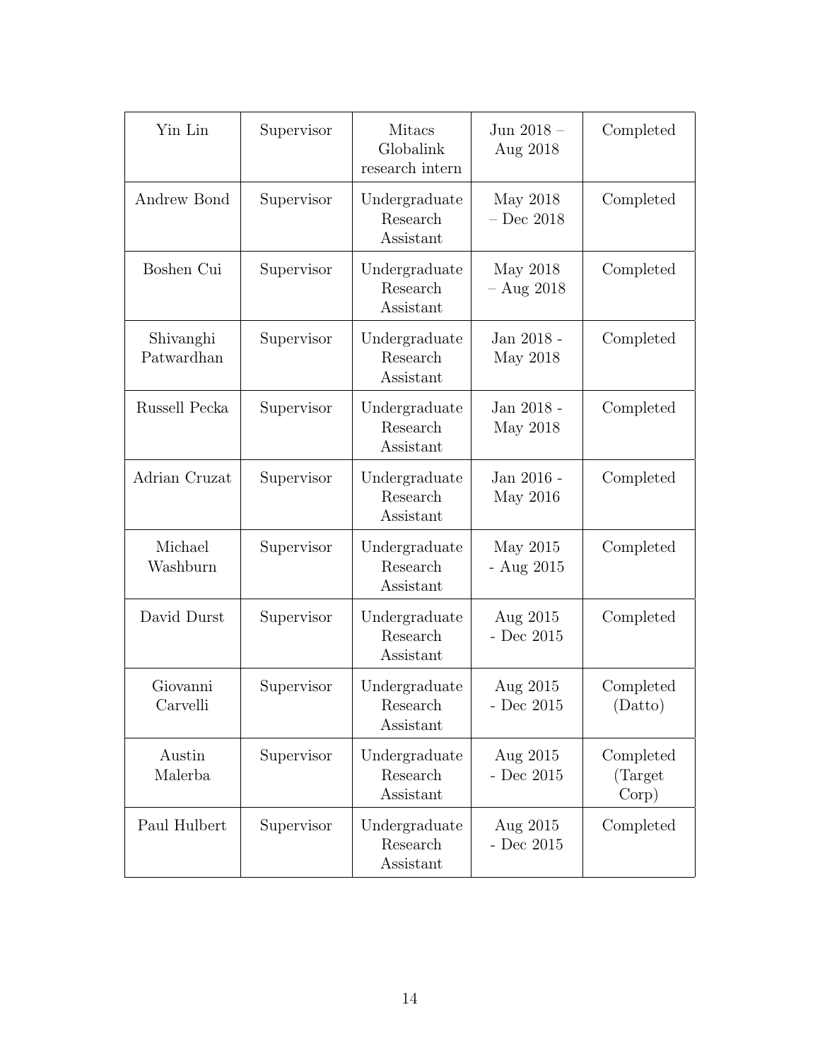| Yin Lin | Supervisor | Mitacs Globalink research intern | Jun 2018 – Aug 2018 | Completed |
|---|---|---|---|---|
| Andrew Bond | Supervisor | Undergraduate Research Assistant | May 2018 – Dec 2018 | Completed |
| Boshen Cui | Supervisor | Undergraduate Research Assistant | May 2018 – Aug 2018 | Completed |
| Shivanghi Patwardhan | Supervisor | Undergraduate Research Assistant | Jan 2018 - May 2018 | Completed |
| Russell Pecka | Supervisor | Undergraduate Research Assistant | Jan 2018 - May 2018 | Completed |
| Adrian Cruzat | Supervisor | Undergraduate Research Assistant | Jan 2016 - May 2016 | Completed |
| Michael Washburn | Supervisor | Undergraduate Research Assistant | May 2015 - Aug 2015 | Completed |
| David Durst | Supervisor | Undergraduate Research Assistant | Aug 2015 - Dec 2015 | Completed |
| Giovanni Carvelli | Supervisor | Undergraduate Research Assistant | Aug 2015 - Dec 2015 | Completed (Datto) |
| Austin Malerba | Supervisor | Undergraduate Research Assistant | Aug 2015 - Dec 2015 | Completed (Target Corp) |
| Paul Hulbert | Supervisor | Undergraduate Research Assistant | Aug 2015 - Dec 2015 | Completed |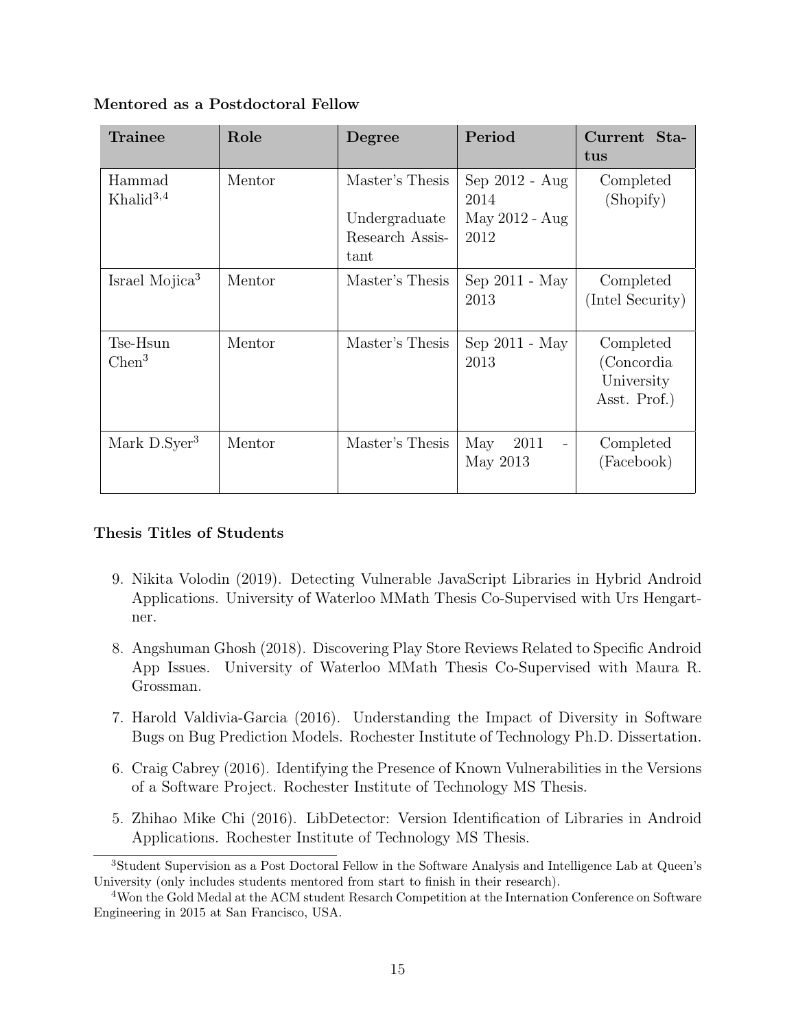**Mentored as a Postdoctoral Fellow**

| Trainee | Role | Degree | Period | Current Status |
|---|---|---|---|---|
| Hammad Khalid[3,4] | Mentor | Master's Thesis<br>Undergraduate Research Assistant | Sep 2012 - Aug 2014<br>May 2012 - Aug 2012 | Completed (Shopify) |
| Israel Mojica[3] | Mentor | Master's Thesis | Sep 2011 - May 2013 | Completed (Intel Security) |
| Tse-Hsun Chen[3] | Mentor | Master's Thesis | Sep 2011 - May 2013 | Completed (Concordia University Asst. Prof.) |
| Mark D.Syer[3] | Mentor | Master's Thesis | May 2011 - May 2013 | Completed (Facebook) |

**Thesis Titles of Students**

9. Nikita Volodin (2019). Detecting Vulnerable JavaScript Libraries in Hybrid Android Applications. University of Waterloo MMath Thesis Co-Supervised with Urs Hengartner.

8. Angshuman Ghosh (2018). Discovering Play Store Reviews Related to Specific Android App Issues. University of Waterloo MMath Thesis Co-Supervised with Maura R. Grossman.

7. Harold Valdivia-Garcia (2016). Understanding the Impact of Diversity in Software Bugs on Bug Prediction Models. Rochester Institute of Technology Ph.D. Dissertation.

6. Craig Cabrey (2016). Identifying the Presence of Known Vulnerabilities in the Versions of a Software Project. Rochester Institute of Technology MS Thesis.

5. Zhihao Mike Chi (2016). LibDetector: Version Identification of Libraries in Android Applications. Rochester Institute of Technology MS Thesis.

---

[3] Student Supervision as a Post Doctoral Fellow in the Software Analysis and Intelligence Lab at Queen's University (only includes students mentored from start to finish in their research).

[4] Won the Gold Medal at the ACM student Resarch Competition at the Internation Conference on Software Engineering in 2015 at San Francisco, USA.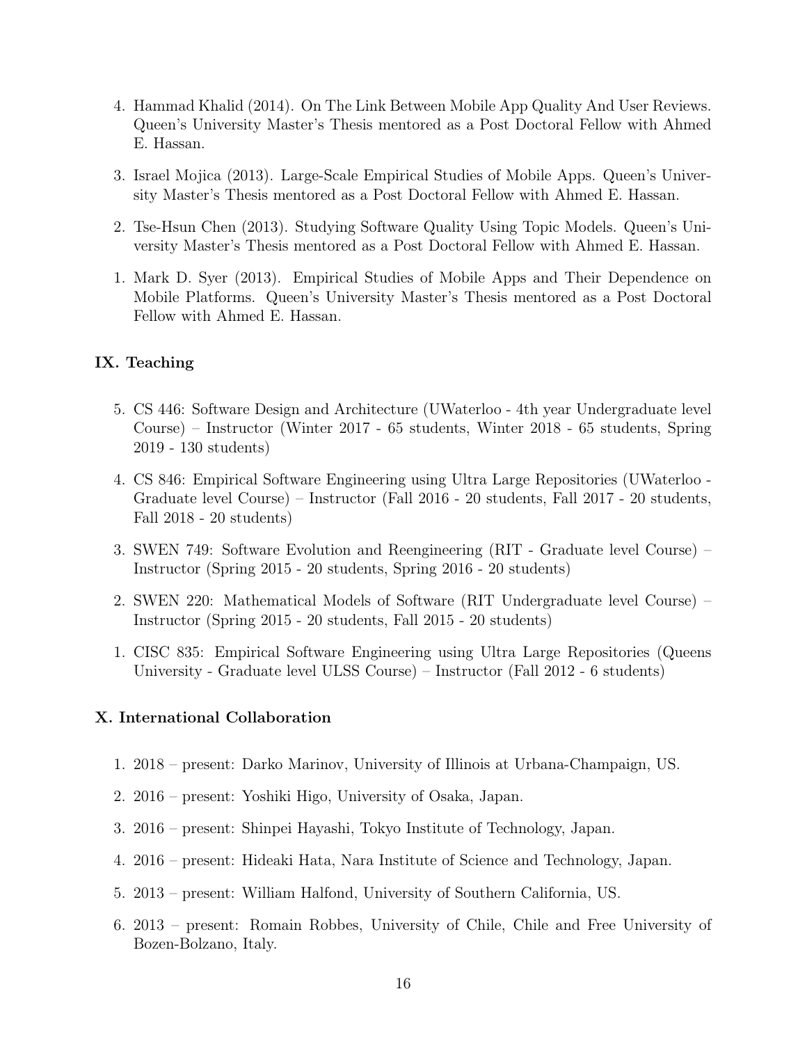4. Hammad Khalid (2014). On The Link Between Mobile App Quality And User Reviews. Queen's University Master's Thesis mentored as a Post Doctoral Fellow with Ahmed E. Hassan.

3. Israel Mojica (2013). Large-Scale Empirical Studies of Mobile Apps. Queen's University Master's Thesis mentored as a Post Doctoral Fellow with Ahmed E. Hassan.

2. Tse-Hsun Chen (2013). Studying Software Quality Using Topic Models. Queen's University Master's Thesis mentored as a Post Doctoral Fellow with Ahmed E. Hassan.

1. Mark D. Syer (2013). Empirical Studies of Mobile Apps and Their Dependence on Mobile Platforms. Queen's University Master's Thesis mentored as a Post Doctoral Fellow with Ahmed E. Hassan.

## IX. Teaching

5. CS 446: Software Design and Architecture (UWaterloo - 4th year Undergraduate level Course) – Instructor (Winter 2017 - 65 students, Winter 2018 - 65 students, Spring 2019 - 130 students)

4. CS 846: Empirical Software Engineering using Ultra Large Repositories (UWaterloo - Graduate level Course) – Instructor (Fall 2016 - 20 students, Fall 2017 - 20 students, Fall 2018 - 20 students)

3. SWEN 749: Software Evolution and Reengineering (RIT - Graduate level Course) – Instructor (Spring 2015 - 20 students, Spring 2016 - 20 students)

2. SWEN 220: Mathematical Models of Software (RIT Undergraduate level Course) – Instructor (Spring 2015 - 20 students, Fall 2015 - 20 students)

1. CISC 835: Empirical Software Engineering using Ultra Large Repositories (Queens University - Graduate level ULSS Course) – Instructor (Fall 2012 - 6 students)

## X. International Collaboration

1. 2018 – present: Darko Marinov, University of Illinois at Urbana-Champaign, US.
2. 2016 – present: Yoshiki Higo, University of Osaka, Japan.
3. 2016 – present: Shinpei Hayashi, Tokyo Institute of Technology, Japan.
4. 2016 – present: Hideaki Hata, Nara Institute of Science and Technology, Japan.
5. 2013 – present: William Halfond, University of Southern California, US.
6. 2013 – present: Romain Robbes, University of Chile, Chile and Free University of Bozen-Bolzano, Italy.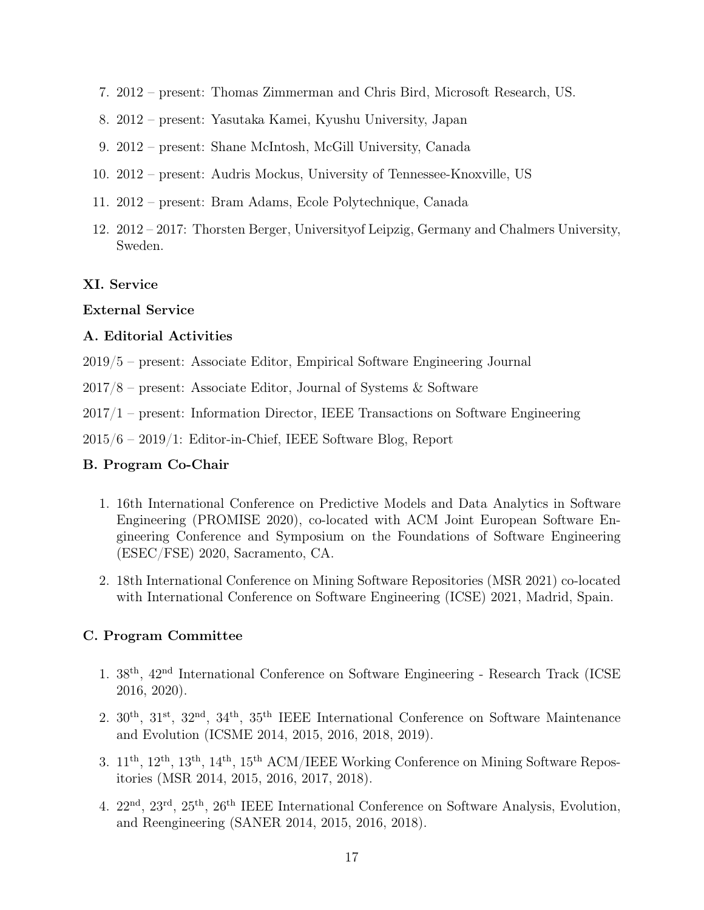7. 2012 – present: Thomas Zimmerman and Chris Bird, Microsoft Research, US.
8. 2012 – present: Yasutaka Kamei, Kyushu University, Japan
9. 2012 – present: Shane McIntosh, McGill University, Canada
10. 2012 – present: Audris Mockus, University of Tennessee-Knoxville, US
11. 2012 – present: Bram Adams, Ecole Polytechnique, Canada
12. 2012 – 2017: Thorsten Berger, Universityof Leipzig, Germany and Chalmers University, Sweden.

**XI. Service**

**External Service**

**A. Editorial Activities**

2019/5 – present: Associate Editor, Empirical Software Engineering Journal

2017/8 – present: Associate Editor, Journal of Systems & Software

2017/1 – present: Information Director, IEEE Transactions on Software Engineering

2015/6 – 2019/1: Editor-in-Chief, IEEE Software Blog, Report

**B. Program Co-Chair**

1. 16th International Conference on Predictive Models and Data Analytics in Software Engineering (PROMISE 2020), co-located with ACM Joint European Software Engineering Conference and Symposium on the Foundations of Software Engineering (ESEC/FSE) 2020, Sacramento, CA.
2. 18th International Conference on Mining Software Repositories (MSR 2021) co-located with International Conference on Software Engineering (ICSE) 2021, Madrid, Spain.

**C. Program Committee**

1. 38$^{th}$, 42$^{nd}$ International Conference on Software Engineering - Research Track (ICSE 2016, 2020).
2. 30$^{th}$, 31$^{st}$, 32$^{nd}$, 34$^{th}$, 35$^{th}$ IEEE International Conference on Software Maintenance and Evolution (ICSME 2014, 2015, 2016, 2018, 2019).
3. 11$^{th}$, 12$^{th}$, 13$^{th}$, 14$^{th}$, 15$^{th}$ ACM/IEEE Working Conference on Mining Software Repositories (MSR 2014, 2015, 2016, 2017, 2018).
4. 22$^{nd}$, 23$^{rd}$, 25$^{th}$, 26$^{th}$ IEEE International Conference on Software Analysis, Evolution, and Reengineering (SANER 2014, 2015, 2016, 2018).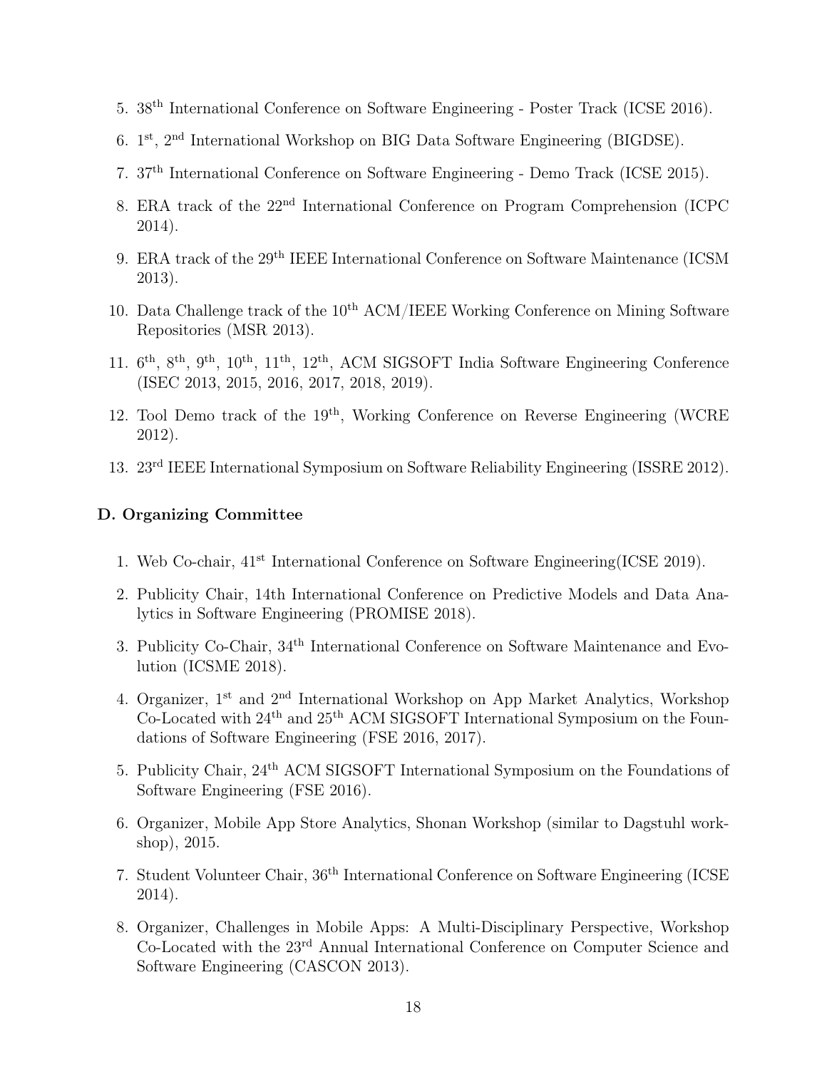5. 38th International Conference on Software Engineering - Poster Track (ICSE 2016).

6. 1st, 2nd International Workshop on BIG Data Software Engineering (BIGDSE).

7. 37th International Conference on Software Engineering - Demo Track (ICSE 2015).

8. ERA track of the 22nd International Conference on Program Comprehension (ICPC 2014).

9. ERA track of the 29th IEEE International Conference on Software Maintenance (ICSM 2013).

10. Data Challenge track of the 10th ACM/IEEE Working Conference on Mining Software Repositories (MSR 2013).

11. 6th, 8th, 9th, 10th, 11th, 12th, ACM SIGSOFT India Software Engineering Conference (ISEC 2013, 2015, 2016, 2017, 2018, 2019).

12. Tool Demo track of the 19th, Working Conference on Reverse Engineering (WCRE 2012).

13. 23rd IEEE International Symposium on Software Reliability Engineering (ISSRE 2012).

**D. Organizing Committee**

1. Web Co-chair, 41st International Conference on Software Engineering(ICSE 2019).

2. Publicity Chair, 14th International Conference on Predictive Models and Data Analytics in Software Engineering (PROMISE 2018).

3. Publicity Co-Chair, 34th International Conference on Software Maintenance and Evolution (ICSME 2018).

4. Organizer, 1st and 2nd International Workshop on App Market Analytics, Workshop Co-Located with 24th and 25th ACM SIGSOFT International Symposium on the Foundations of Software Engineering (FSE 2016, 2017).

5. Publicity Chair, 24th ACM SIGSOFT International Symposium on the Foundations of Software Engineering (FSE 2016).

6. Organizer, Mobile App Store Analytics, Shonan Workshop (similar to Dagstuhl workshop), 2015.

7. Student Volunteer Chair, 36th International Conference on Software Engineering (ICSE 2014).

8. Organizer, Challenges in Mobile Apps: A Multi-Disciplinary Perspective, Workshop Co-Located with the 23rd Annual International Conference on Computer Science and Software Engineering (CASCON 2013).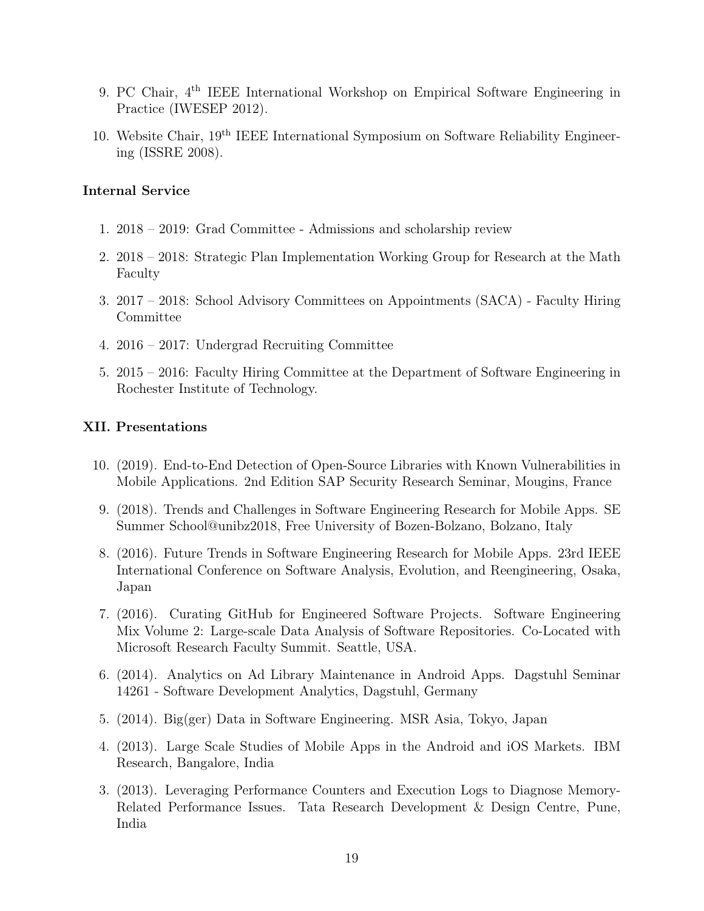9. PC Chair, 4th IEEE International Workshop on Empirical Software Engineering in Practice (IWESEP 2012).

10. Website Chair, 19th IEEE International Symposium on Software Reliability Engineering (ISSRE 2008).

### Internal Service

1. 2018 – 2019: Grad Committee - Admissions and scholarship review

2. 2018 – 2018: Strategic Plan Implementation Working Group for Research at the Math Faculty

3. 2017 – 2018: School Advisory Committees on Appointments (SACA) - Faculty Hiring Committee

4. 2016 – 2017: Undergrad Recruiting Committee

5. 2015 – 2016: Faculty Hiring Committee at the Department of Software Engineering in Rochester Institute of Technology.

## XII. Presentations

10. (2019). End-to-End Detection of Open-Source Libraries with Known Vulnerabilities in Mobile Applications. 2nd Edition SAP Security Research Seminar, Mougins, France

9. (2018). Trends and Challenges in Software Engineering Research for Mobile Apps. SE Summer School@unibz2018, Free University of Bozen-Bolzano, Bolzano, Italy

8. (2016). Future Trends in Software Engineering Research for Mobile Apps. 23rd IEEE International Conference on Software Analysis, Evolution, and Reengineering, Osaka, Japan

7. (2016). Curating GitHub for Engineered Software Projects. Software Engineering Mix Volume 2: Large-scale Data Analysis of Software Repositories. Co-Located with Microsoft Research Faculty Summit. Seattle, USA.

6. (2014). Analytics on Ad Library Maintenance in Android Apps. Dagstuhl Seminar 14261 - Software Development Analytics, Dagstuhl, Germany

5. (2014). Big(ger) Data in Software Engineering. MSR Asia, Tokyo, Japan

4. (2013). Large Scale Studies of Mobile Apps in the Android and iOS Markets. IBM Research, Bangalore, India

3. (2013). Leveraging Performance Counters and Execution Logs to Diagnose Memory-Related Performance Issues. Tata Research Development & Design Centre, Pune, India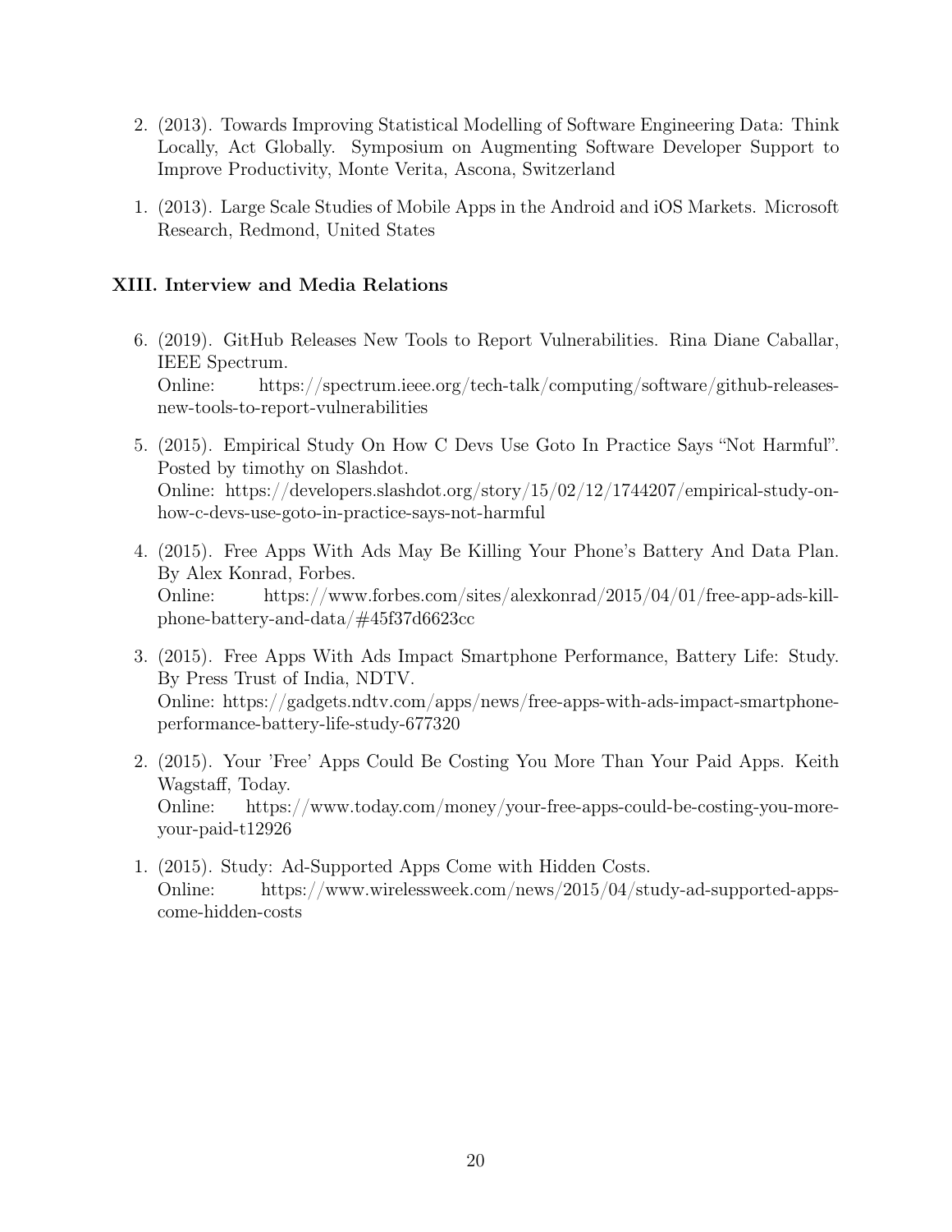2. (2013). Towards Improving Statistical Modelling of Software Engineering Data: Think Locally, Act Globally. Symposium on Augmenting Software Developer Support to Improve Productivity, Monte Verita, Ascona, Switzerland

1. (2013). Large Scale Studies of Mobile Apps in the Android and iOS Markets. Microsoft Research, Redmond, United States

### XIII. Interview and Media Relations

6. (2019). GitHub Releases New Tools to Report Vulnerabilities. Rina Diane Caballar, IEEE Spectrum.
   Online: https://spectrum.ieee.org/tech-talk/computing/software/github-releases-new-tools-to-report-vulnerabilities

5. (2015). Empirical Study On How C Devs Use Goto In Practice Says "Not Harmful". Posted by timothy on Slashdot.
   Online: https://developers.slashdot.org/story/15/02/12/1744207/empirical-study-on-how-c-devs-use-goto-in-practice-says-not-harmful

4. (2015). Free Apps With Ads May Be Killing Your Phone's Battery And Data Plan. By Alex Konrad, Forbes.
   Online: https://www.forbes.com/sites/alexkonrad/2015/04/01/free-app-ads-kill-phone-battery-and-data/#45f37d6623cc

3. (2015). Free Apps With Ads Impact Smartphone Performance, Battery Life: Study. By Press Trust of India, NDTV.
   Online: https://gadgets.ndtv.com/apps/news/free-apps-with-ads-impact-smartphone-performance-battery-life-study-677320

2. (2015). Your 'Free' Apps Could Be Costing You More Than Your Paid Apps. Keith Wagstaff, Today.
   Online: https://www.today.com/money/your-free-apps-could-be-costing-you-more-your-paid-t12926

1. (2015). Study: Ad-Supported Apps Come with Hidden Costs.
   Online: https://www.wirelessweek.com/news/2015/04/study-ad-supported-apps-come-hidden-costs